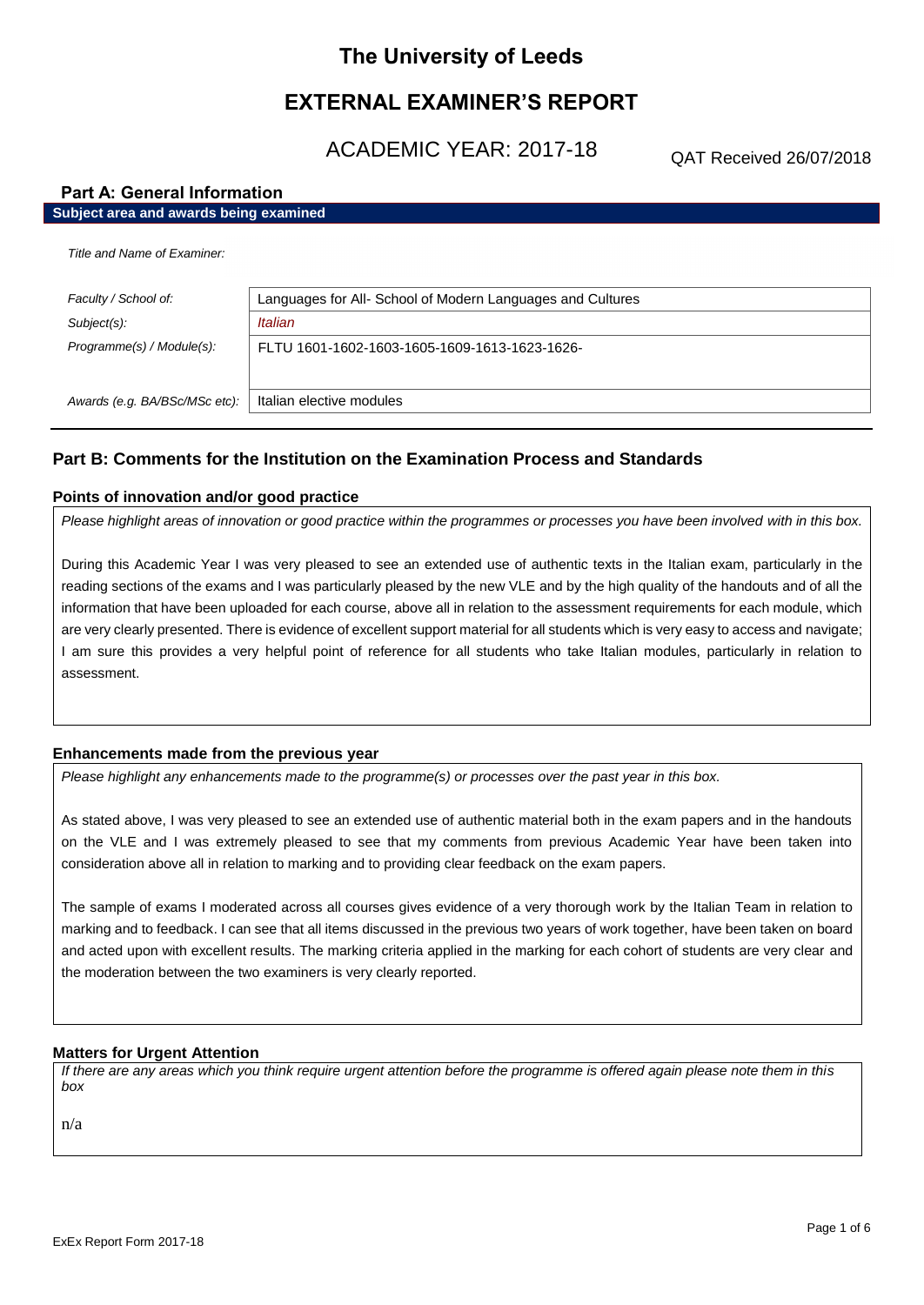# The University of Leeds

## EXTERNAL EXAMINER'S REPORT

ACADEMIC YEAR: 2017-18

QAT Received 26/07/2018

### Part A: General Information

**Subject area and awards being examined**

*Title and Name of Examiner:*

| | |
|---|---|
| *Faculty / School of:* | Languages for All- School of Modern Languages and Cultures |
| *Subject(s):* | *Italian* |
| *Programme(s) / Module(s):* | FLTU 1601-1602-1603-1605-1609-1613-1623-1626- |
| *Awards (e.g. BA/BSc/MSc etc):* | Italian elective modules |

### Part B: Comments for the Institution on the Examination Process and Standards

#### Points of innovation and/or good practice

*Please highlight areas of innovation or good practice within the programmes or processes you have been involved with in this box.*

During this Academic Year I was very pleased to see an extended use of authentic texts in the Italian exam, particularly in the reading sections of the exams and I was particularly pleased by the new VLE and by the high quality of the handouts and of all the information that have been uploaded for each course, above all in relation to the assessment requirements for each module, which are very clearly presented. There is evidence of excellent support material for all students which is very easy to access and navigate; I am sure this provides a very helpful point of reference for all students who take Italian modules, particularly in relation to assessment.

#### Enhancements made from the previous year

*Please highlight any enhancements made to the programme(s) or processes over the past year in this box.*

As stated above, I was very pleased to see an extended use of authentic material both in the exam papers and in the handouts on the VLE and I was extremely pleased to see that my comments from previous Academic Year have been taken into consideration above all in relation to marking and to providing clear feedback on the exam papers.

The sample of exams I moderated across all courses gives evidence of a very thorough work by the Italian Team in relation to marking and to feedback. I can see that all items discussed in the previous two years of work together, have been taken on board and acted upon with excellent results. The marking criteria applied in the marking for each cohort of students are very clear and the moderation between the two examiners is very clearly reported.

#### Matters for Urgent Attention

*If there are any areas which you think require urgent attention before the programme is offered again please note them in this box*

n/a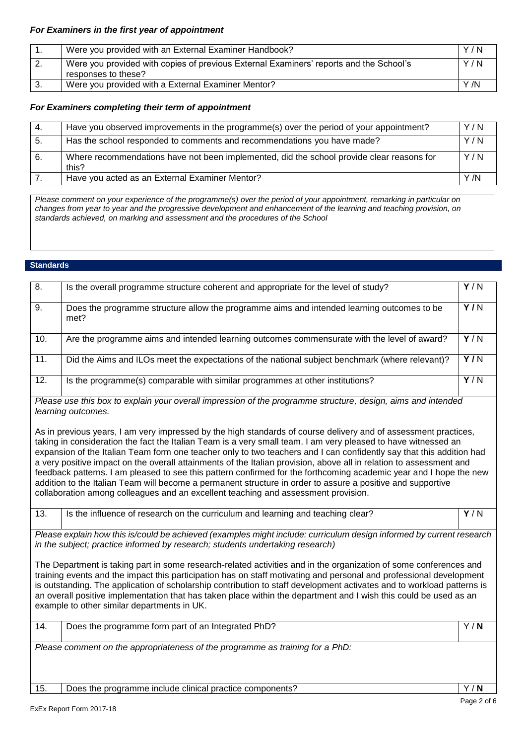### *For Examiners in the first year of appointment*

| | | |
|---|---|---|
| 1. | Were you provided with an External Examiner Handbook? | Y / N |
| 2. | Were you provided with copies of previous External Examiners' reports and the School's responses to these? | Y / N |
| 3. | Were you provided with a External Examiner Mentor? | Y /N |

### *For Examiners completing their term of appointment*

| | | |
|---|---|---|
| 4. | Have you observed improvements in the programme(s) over the period of your appointment? | Y / N |
| 5. | Has the school responded to comments and recommendations you have made? | Y / N |
| 6. | Where recommendations have not been implemented, did the school provide clear reasons for this? | Y / N |
| 7. | Have you acted as an External Examiner Mentor? | Y /N |

*Please comment on your experience of the programme(s) over the period of your appointment, remarking in particular on changes from year to year and the progressive development and enhancement of the learning and teaching provision, on standards achieved, on marking and assessment and the procedures of the School*

## Standards

| | | |
|---|---|---|
| 8. | Is the overall programme structure coherent and appropriate for the level of study? | **Y** / N |
| 9. | Does the programme structure allow the programme aims and intended learning outcomes to be met? | **Y /** N |
| 10. | Are the programme aims and intended learning outcomes commensurate with the level of award? | **Y** / N |
| 11. | Did the Aims and ILOs meet the expectations of the national subject benchmark (where relevant)? | **Y /** N |
| 12. | Is the programme(s) comparable with similar programmes at other institutions? | **Y** / N |

*Please use this box to explain your overall impression of the programme structure, design, aims and intended learning outcomes.*

As in previous years, I am very impressed by the high standards of course delivery and of assessment practices, taking in consideration the fact the Italian Team is a very small team. I am very pleased to have witnessed an expansion of the Italian Team form one teacher only to two teachers and I can confidently say that this addition had a very positive impact on the overall attainments of the Italian provision, above all in relation to assessment and feedback patterns. I am pleased to see this pattern confirmed for the forthcoming academic year and I hope the new addition to the Italian Team will become a permanent structure in order to assure a positive and supportive collaboration among colleagues and an excellent teaching and assessment provision.

| | | |
|---|---|---|
| 13. | Is the influence of research on the curriculum and learning and teaching clear? | **Y** / N |

*Please explain how this is/could be achieved (examples might include: curriculum design informed by current research in the subject; practice informed by research; students undertaking research)*

The Department is taking part in some research-related activities and in the organization of some conferences and training events and the impact this participation has on staff motivating and personal and professional development is outstanding. The application of scholarship contribution to staff development activates and to workload patterns is an overall positive implementation that has taken place within the department and I wish this could be used as an example to other similar departments in UK.

| | | |
|---|---|---|
| 14. | Does the programme form part of an Integrated PhD? | Y / **N** |

*Please comment on the appropriateness of the programme as training for a PhD:*

| | | |
|---|---|---|
| 15. | Does the programme include clinical practice components? | Y / **N** |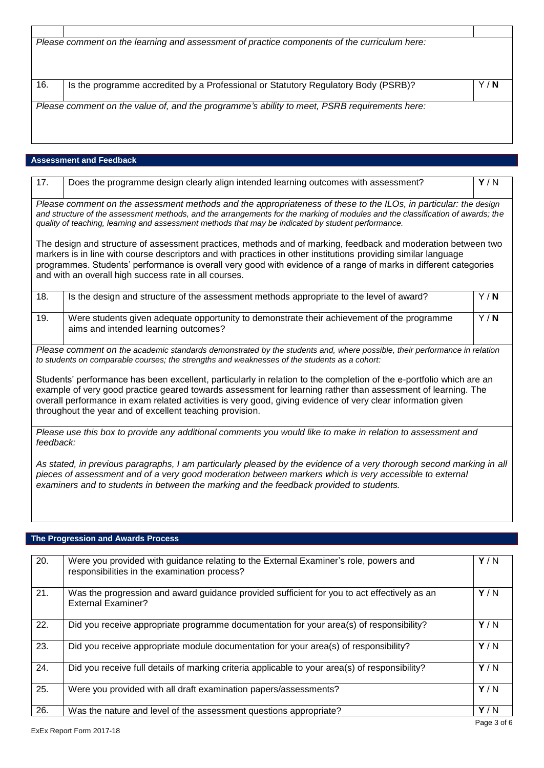*Please comment on the learning and assessment of practice components of the curriculum here:*

| | | |
|---|---|---|
| 16. | Is the programme accredited by a Professional or Statutory Regulatory Body (PSRB)? | Y / **N** |

*Please comment on the value of, and the programme's ability to meet, PSRB requirements here:*

## Assessment and Feedback

| | | |
|---|---|---|
| 17. | Does the programme design clearly align intended learning outcomes with assessment? | **Y** / N |

*Please comment on the assessment methods and the appropriateness of these to the ILOs, in particular: the design and structure of the assessment methods, and the arrangements for the marking of modules and the classification of awards; the quality of teaching, learning and assessment methods that may be indicated by student performance.*

The design and structure of assessment practices, methods and of marking, feedback and moderation between two markers is in line with course descriptors and with practices in other institutions providing similar language programmes. Students' performance is overall very good with evidence of a range of marks in different categories and with an overall high success rate in all courses.

| | | |
|---|---|---|
| 18. | Is the design and structure of the assessment methods appropriate to the level of award? | Y / **N** |
| 19. | Were students given adequate opportunity to demonstrate their achievement of the programme aims and intended learning outcomes? | Y / **N** |

*Please comment on the academic standards demonstrated by the students and, where possible, their performance in relation to students on comparable courses; the strengths and weaknesses of the students as a cohort:*

Students' performance has been excellent, particularly in relation to the completion of the e-portfolio which are an example of very good practice geared towards assessment for learning rather than assessment of learning. The overall performance in exam related activities is very good, giving evidence of very clear information given throughout the year and of excellent teaching provision.

*Please use this box to provide any additional comments you would like to make in relation to assessment and feedback:*

*As stated, in previous paragraphs, I am particularly pleased by the evidence of a very thorough second marking in all pieces of assessment and of a very good moderation between markers which is very accessible to external examiners and to students in between the marking and the feedback provided to students.*

## The Progression and Awards Process

| | | |
|---|---|---|
| 20. | Were you provided with guidance relating to the External Examiner's role, powers and responsibilities in the examination process? | **Y** / N |
| 21. | Was the progression and award guidance provided sufficient for you to act effectively as an External Examiner? | **Y** / N |
| 22. | Did you receive appropriate programme documentation for your area(s) of responsibility? | **Y** / N |
| 23. | Did you receive appropriate module documentation for your area(s) of responsibility? | **Y** / N |
| 24. | Did you receive full details of marking criteria applicable to your area(s) of responsibility? | **Y** / N |
| 25. | Were you provided with all draft examination papers/assessments? | **Y** / N |
| 26. | Was the nature and level of the assessment questions appropriate? | **Y** / N |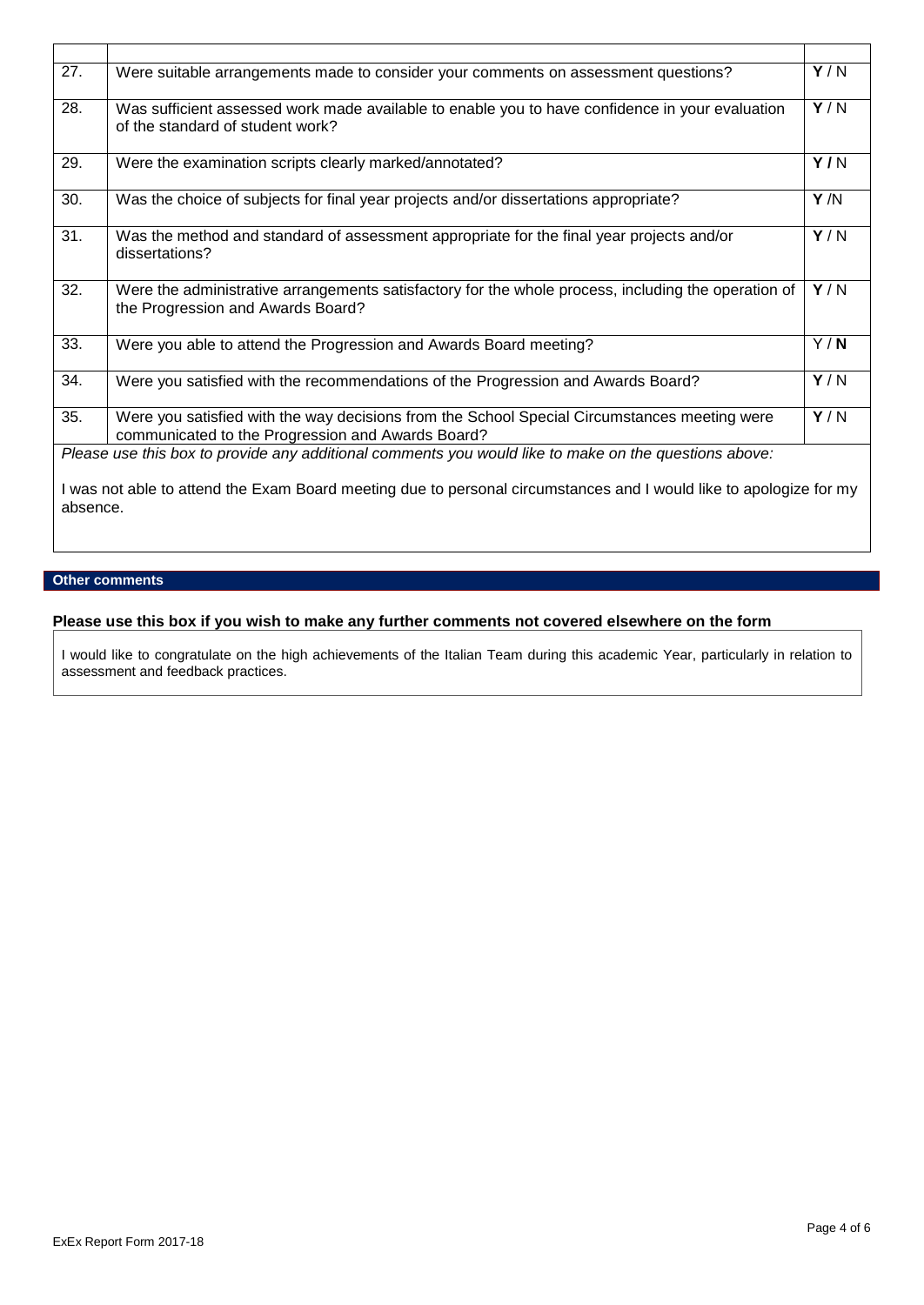| | | |
|---|---|---|
| 27. | Were suitable arrangements made to consider your comments on assessment questions? | **Y** / N |
| 28. | Was sufficient assessed work made available to enable you to have confidence in your evaluation of the standard of student work? | **Y** / N |
| 29. | Were the examination scripts clearly marked/annotated? | **Y /** N |
| 30. | Was the choice of subjects for final year projects and/or dissertations appropriate? | **Y** /N |
| 31. | Was the method and standard of assessment appropriate for the final year projects and/or dissertations? | **Y** / N |
| 32. | Were the administrative arrangements satisfactory for the whole process, including the operation of the Progression and Awards Board? | **Y** / N |
| 33. | Were you able to attend the Progression and Awards Board meeting? | Y / **N** |
| 34. | Were you satisfied with the recommendations of the Progression and Awards Board? | **Y** / N |
| 35. | Were you satisfied with the way decisions from the School Special Circumstances meeting were communicated to the Progression and Awards Board? | **Y** / N |

*Please use this box to provide any additional comments you would like to make on the questions above:*

I was not able to attend the Exam Board meeting due to personal circumstances and I would like to apologize for my absence.

## Other comments

**Please use this box if you wish to make any further comments not covered elsewhere on the form**

I would like to congratulate on the high achievements of the Italian Team during this academic Year, particularly in relation to assessment and feedback practices.

ExEx Report Form 2017-18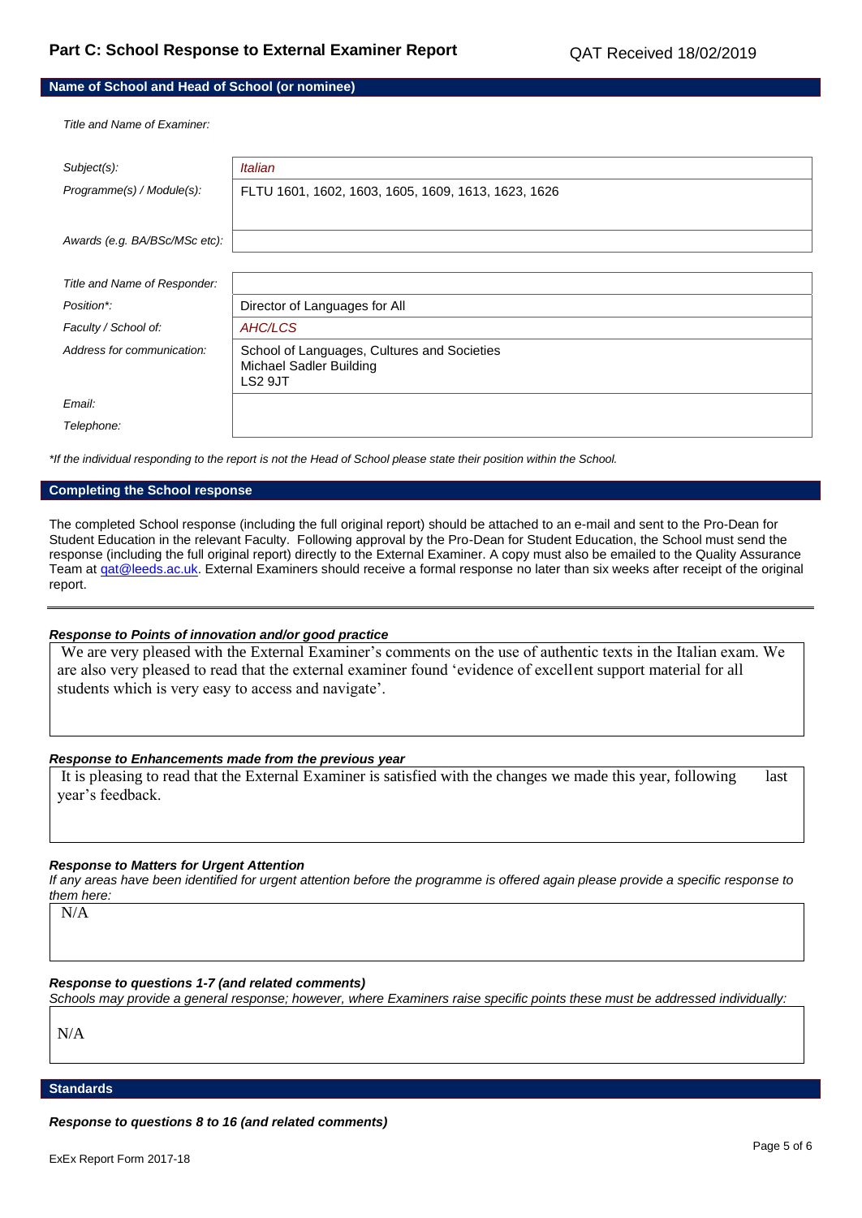## Part C: School Response to External Examiner Report

QAT Received 18/02/2019

### Name of School and Head of School (or nominee)

| | |
|---|---|
| *Title and Name of Examiner:* | |
| *Subject(s):* | *Italian* |
| *Programme(s) / Module(s):* | FLTU 1601, 1602, 1603, 1605, 1609, 1613, 1623, 1626 |
| *Awards (e.g. BA/BSc/MSc etc):* | |
| *Title and Name of Responder:* | |
| *Position\*:* | Director of Languages for All |
| *Faculty / School of:* | *AHC/LCS* |
| *Address for communication:* | School of Languages, Cultures and Societies<br>Michael Sadler Building<br>LS2 9JT |
| *Email:* | |
| *Telephone:* | |

*\*If the individual responding to the report is not the Head of School please state their position within the School.*

### Completing the School response

The completed School response (including the full original report) should be attached to an e-mail and sent to the Pro-Dean for Student Education in the relevant Faculty. Following approval by the Pro-Dean for Student Education, the School must send the response (including the full original report) directly to the External Examiner. A copy must also be emailed to the Quality Assurance Team at qat@leeds.ac.uk. External Examiners should receive a formal response no later than six weeks after receipt of the original report.

---

***Response to Points of innovation and/or good practice***

We are very pleased with the External Examiner's comments on the use of authentic texts in the Italian exam. We are also very pleased to read that the external examiner found 'evidence of excellent support material for all students which is very easy to access and navigate'.

***Response to Enhancements made from the previous year***

It is pleasing to read that the External Examiner is satisfied with the changes we made this year, following last year's feedback.

***Response to Matters for Urgent Attention***

*If any areas have been identified for urgent attention before the programme is offered again please provide a specific response to them here:*

N/A

***Response to questions 1-7 (and related comments)***

*Schools may provide a general response; however, where Examiners raise specific points these must be addressed individually:*

N/A

### Standards

***Response to questions 8 to 16 (and related comments)***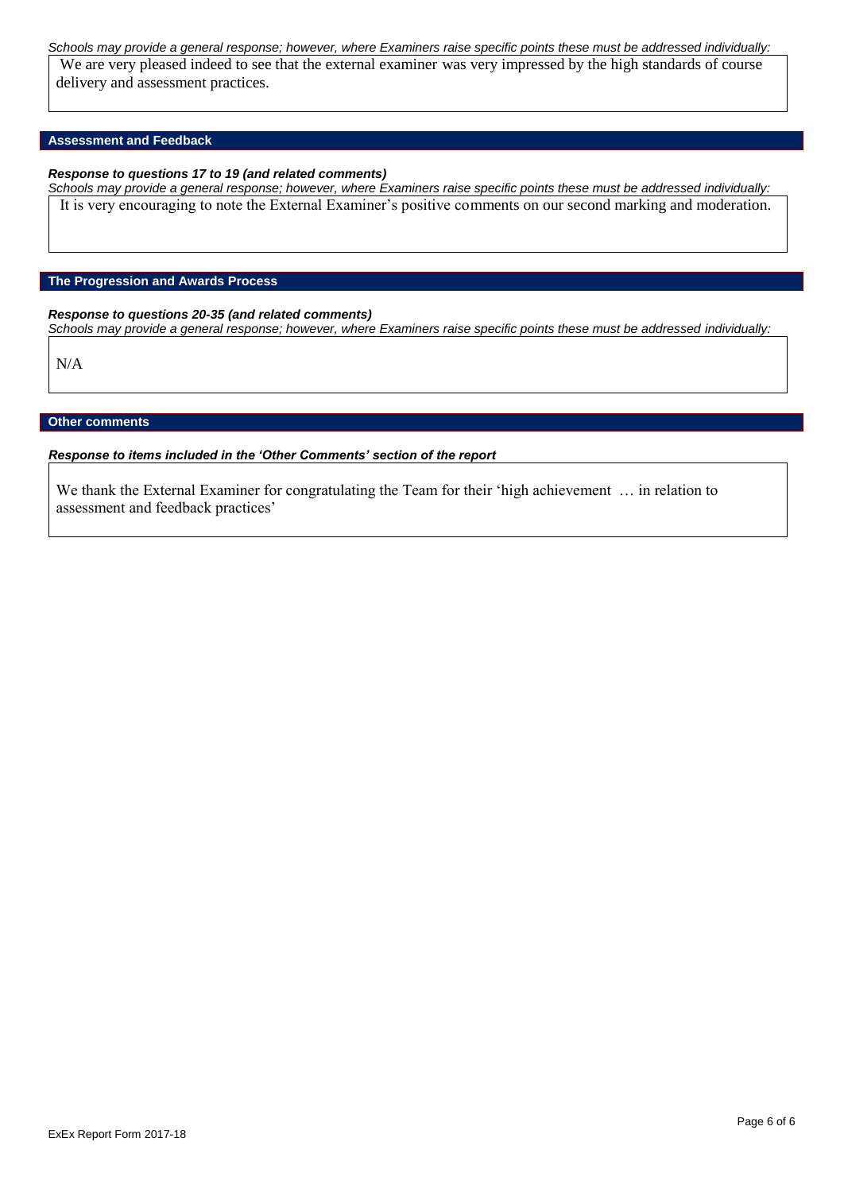*Schools may provide a general response; however, where Examiners raise specific points these must be addressed individually:*

We are very pleased indeed to see that the external examiner was very impressed by the high standards of course delivery and assessment practices.

## Assessment and Feedback

***Response to questions 17 to 19 (and related comments)***

*Schools may provide a general response; however, where Examiners raise specific points these must be addressed individually:*

It is very encouraging to note the External Examiner's positive comments on our second marking and moderation.

## The Progression and Awards Process

***Response to questions 20-35 (and related comments)***

*Schools may provide a general response; however, where Examiners raise specific points these must be addressed individually:*

N/A

## Other comments

***Response to items included in the 'Other Comments' section of the report***

We thank the External Examiner for congratulating the Team for their 'high achievement … in relation to assessment and feedback practices'